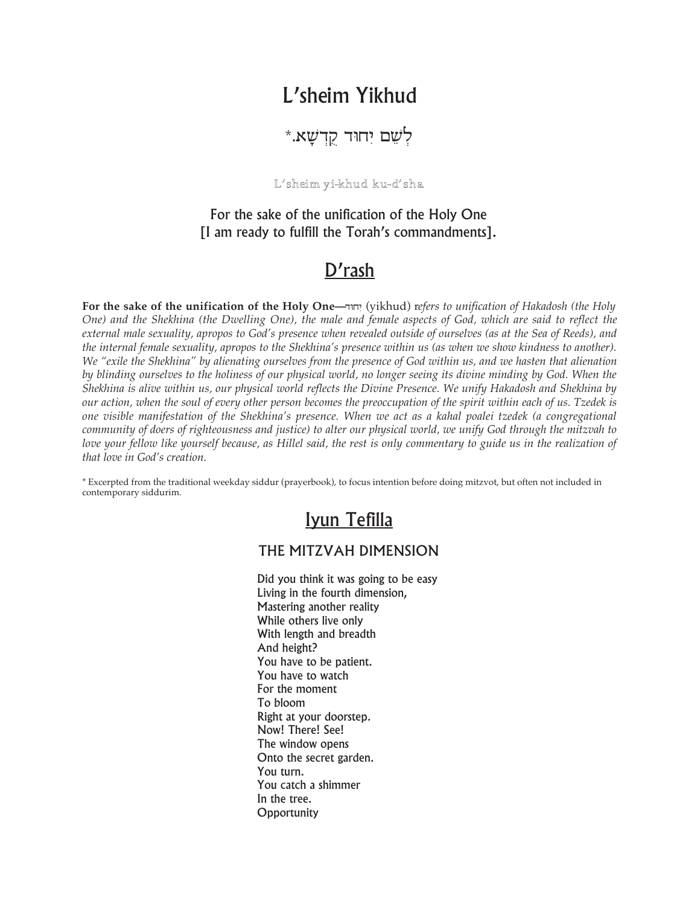# L'sheim Yikhud

לְשֵׁם יִחוּד קֻדְשָׁא.*

L'sheim yi-khud ku-d'sha

For the sake of the unification of the Holy One
[I am ready to fulfill the Torah's commandments].

## D'rash

**For the sake of the unification of the Holy One**—יִחוּד (yikhud) r*efers to unification of Hakadosh (the Holy One) and the Shekhina (the Dwelling One), the male and female aspects of God, which are said to reflect the external male sexuality, apropos to God's presence when revealed outside of ourselves (as at the Sea of Reeds), and the internal female sexuality, apropos to the Shekhina's presence within us (as when we show kindness to another). We "exile the Shekhina" by alienating ourselves from the presence of God within us, and we hasten that alienation by blinding ourselves to the holiness of our physical world, no longer seeing its divine minding by God. When the Shekhina is alive within us, our physical world reflects the Divine Presence. We unify Hakadosh and Shekhina by our action, when the soul of every other person becomes the preoccupation of the spirit within each of us. Tzedek is one visible manifestation of the Shekhina's presence. When we act as a kahal poalei tzedek (a congregational community of doers of righteousness and justice) to alter our physical world, we unify God through the mitzvah to love your fellow like yourself because, as Hillel said, the rest is only commentary to guide us in the realization of that love in God's creation.*

* Excerpted from the traditional weekday siddur (prayerbook), to focus intention before doing mitzvot, but often not included in contemporary siddurim.

## Iyun Tefilla

### THE MITZVAH DIMENSION

Did you think it was going to be easy
Living in the fourth dimension,
Mastering another reality
While others live only
With length and breadth
And height?
You have to be patient.
You have to watch
For the moment
To bloom
Right at your doorstep.
Now! There! See!
The window opens
Onto the secret garden.
You turn.
You catch a shimmer
In the tree.
Opportunity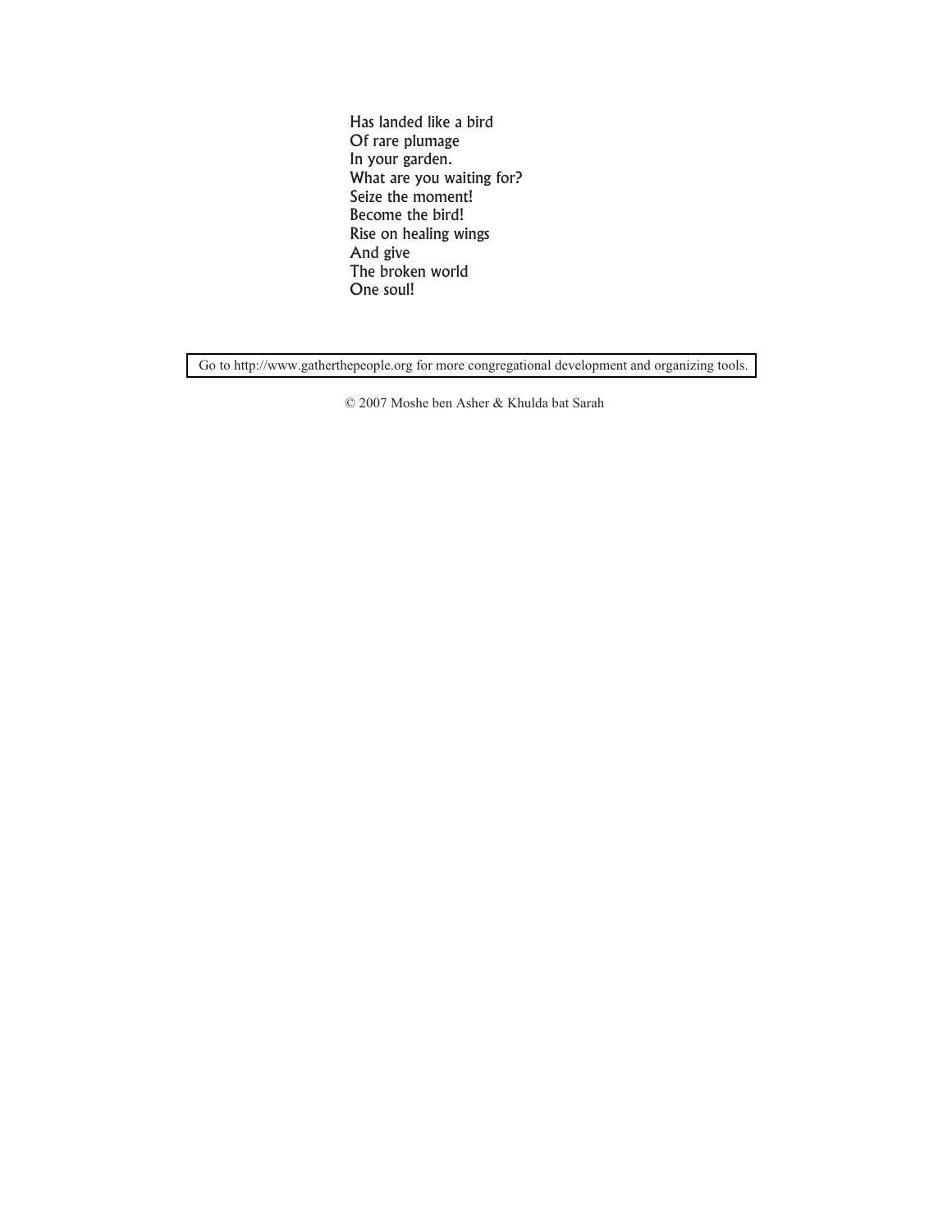Has landed like a bird  
Of rare plumage  
In your garden.  
What are you waiting for?  
Seize the moment!  
Become the bird!  
Rise on healing wings  
And give  
The broken world  
One soul!

Go to http://www.gatherthepeople.org for more congregational development and organizing tools.

© 2007 Moshe ben Asher & Khulda bat Sarah